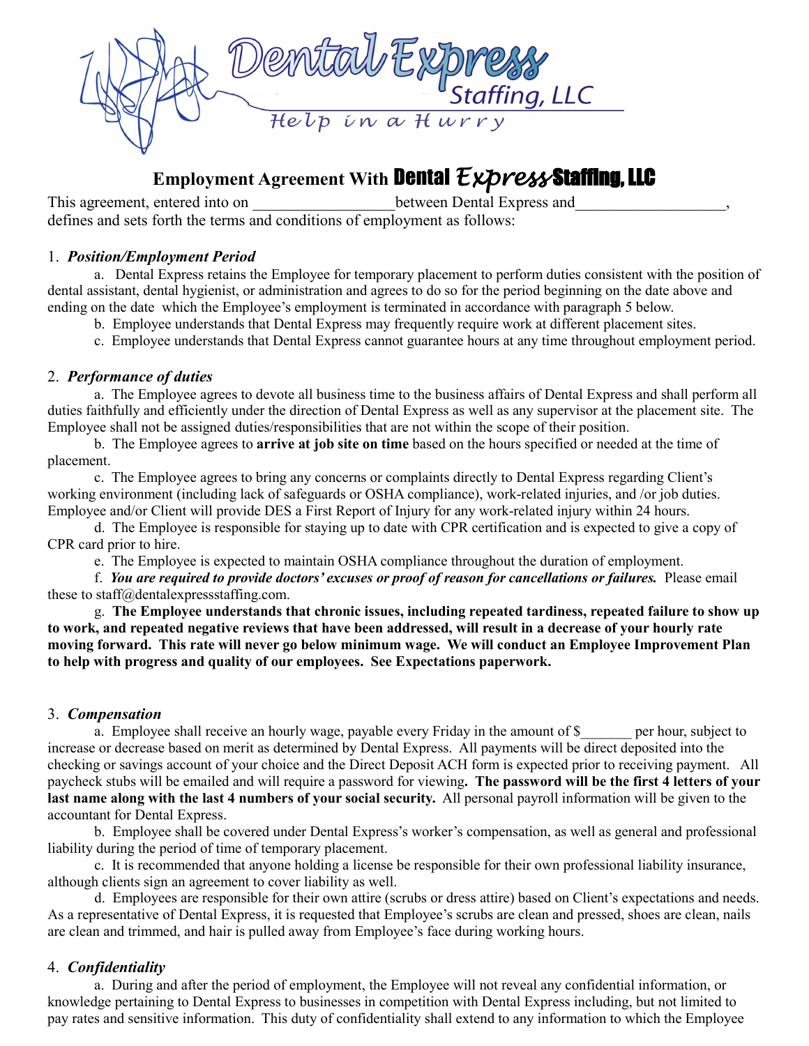Dental Express Staffing, LLC

Help in a Hurry

# Employment Agreement With Dental Express Staffing, LLC

This agreement, entered into on __________________ between Dental Express and___________________, defines and sets forth the terms and conditions of employment as follows:

1. ***Position/Employment Period***

   a. Dental Express retains the Employee for temporary placement to perform duties consistent with the position of dental assistant, dental hygienist, or administration and agrees to do so for the period beginning on the date above and ending on the date which the Employee's employment is terminated in accordance with paragraph 5 below.

   b. Employee understands that Dental Express may frequently require work at different placement sites.

   c. Employee understands that Dental Express cannot guarantee hours at any time throughout employment period.

2. ***Performance of duties***

   a. The Employee agrees to devote all business time to the business affairs of Dental Express and shall perform all duties faithfully and efficiently under the direction of Dental Express as well as any supervisor at the placement site. The Employee shall not be assigned duties/responsibilities that are not within the scope of their position.

   b. The Employee agrees to **arrive at job site on time** based on the hours specified or needed at the time of placement.

   c. The Employee agrees to bring any concerns or complaints directly to Dental Express regarding Client's working environment (including lack of safeguards or OSHA compliance), work-related injuries, and /or job duties. Employee and/or Client will provide DES a First Report of Injury for any work-related injury within 24 hours.

   d. The Employee is responsible for staying up to date with CPR certification and is expected to give a copy of CPR card prior to hire.

   e. The Employee is expected to maintain OSHA compliance throughout the duration of employment.

   f. ***You are required to provide doctors' excuses or proof of reason for cancellations or failures.*** Please email these to staff@dentalexpressstaffing.com.

   g. **The Employee understands that chronic issues, including repeated tardiness, repeated failure to show up to work, and repeated negative reviews that have been addressed, will result in a decrease of your hourly rate moving forward. This rate will never go below minimum wage. We will conduct an Employee Improvement Plan to help with progress and quality of our employees. See Expectations paperwork.**

3. ***Compensation***

   a. Employee shall receive an hourly wage, payable every Friday in the amount of $_______ per hour, subject to increase or decrease based on merit as determined by Dental Express. All payments will be direct deposited into the checking or savings account of your choice and the Direct Deposit ACH form is expected prior to receiving payment. All paycheck stubs will be emailed and will require a password for viewing**. The password will be the first 4 letters of your last name along with the last 4 numbers of your social security.** All personal payroll information will be given to the accountant for Dental Express.

   b. Employee shall be covered under Dental Express's worker's compensation, as well as general and professional liability during the period of time of temporary placement.

   c. It is recommended that anyone holding a license be responsible for their own professional liability insurance, although clients sign an agreement to cover liability as well.

   d. Employees are responsible for their own attire (scrubs or dress attire) based on Client's expectations and needs. As a representative of Dental Express, it is requested that Employee's scrubs are clean and pressed, shoes are clean, nails are clean and trimmed, and hair is pulled away from Employee's face during working hours.

4. ***Confidentiality***

   a. During and after the period of employment, the Employee will not reveal any confidential information, or knowledge pertaining to Dental Express to businesses in competition with Dental Express including, but not limited to pay rates and sensitive information. This duty of confidentiality shall extend to any information to which the Employee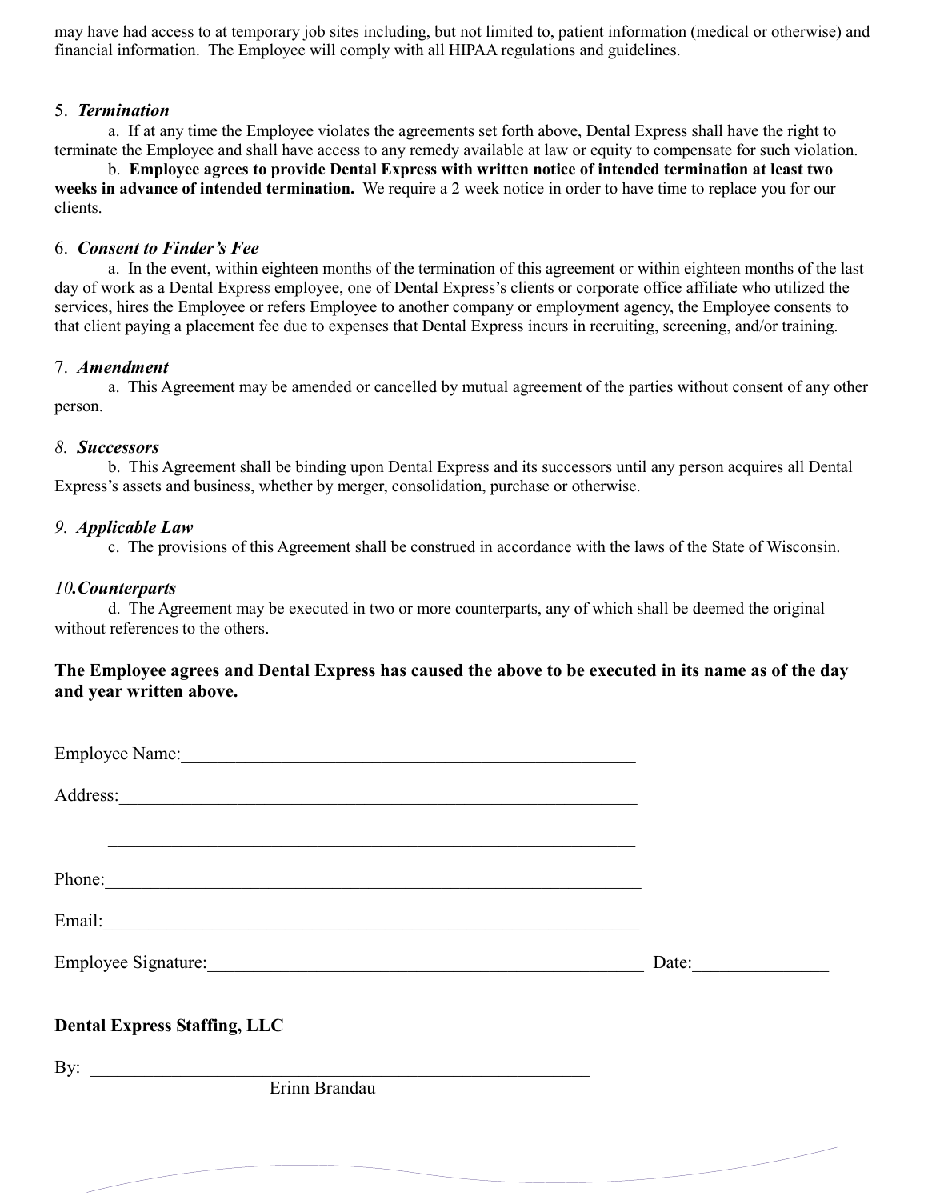may have had access to at temporary job sites including, but not limited to, patient information (medical or otherwise) and financial information. The Employee will comply with all HIPAA regulations and guidelines.

5. ***Termination***

a. If at any time the Employee violates the agreements set forth above, Dental Express shall have the right to terminate the Employee and shall have access to any remedy available at law or equity to compensate for such violation.

b. **Employee agrees to provide Dental Express with written notice of intended termination at least two weeks in advance of intended termination.** We require a 2 week notice in order to have time to replace you for our clients.

6. ***Consent to Finder's Fee***

a. In the event, within eighteen months of the termination of this agreement or within eighteen months of the last day of work as a Dental Express employee, one of Dental Express's clients or corporate office affiliate who utilized the services, hires the Employee or refers Employee to another company or employment agency, the Employee consents to that client paying a placement fee due to expenses that Dental Express incurs in recruiting, screening, and/or training.

7. ***Amendment***

a. This Agreement may be amended or cancelled by mutual agreement of the parties without consent of any other person.

*8.* ***Successors***

b. This Agreement shall be binding upon Dental Express and its successors until any person acquires all Dental Express's assets and business, whether by merger, consolidation, purchase or otherwise.

*9.* ***Applicable Law***

c. The provisions of this Agreement shall be construed in accordance with the laws of the State of Wisconsin.

*10.* ***Counterparts***

d. The Agreement may be executed in two or more counterparts, any of which shall be deemed the original without references to the others.

**The Employee agrees and Dental Express has caused the above to be executed in its name as of the day and year written above.**

Employee Name:_______________________________________________

Address:_______________________________________________

_______________________________________________

Phone:_______________________________________________

Email:_______________________________________________

Employee Signature:_______________________________________________ Date:_______________

**Dental Express Staffing, LLC**

By: _______________________________________________

Erinn Brandau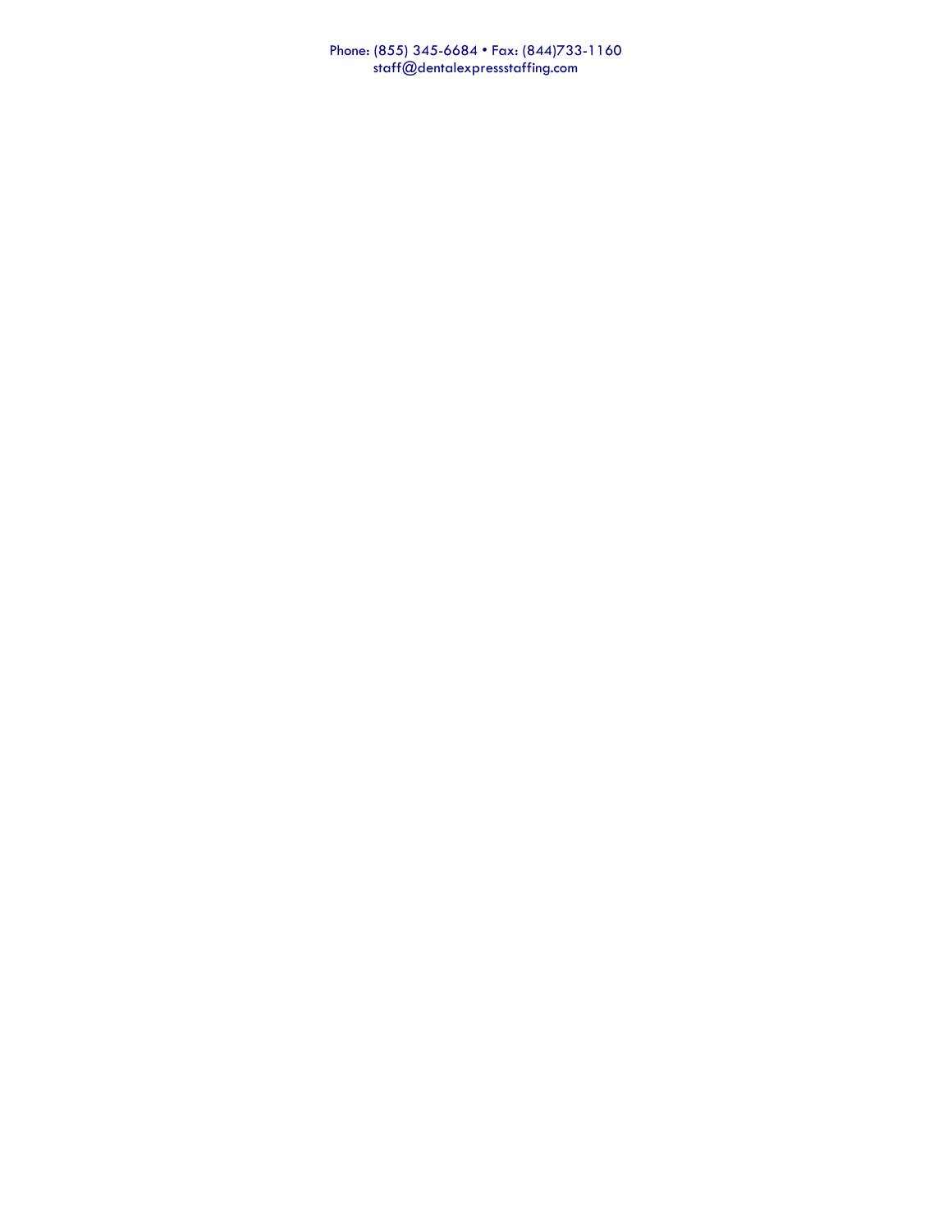Phone: (855) 345-6684 • Fax: (844)733-1160
staff@dentalexpressstaffing.com